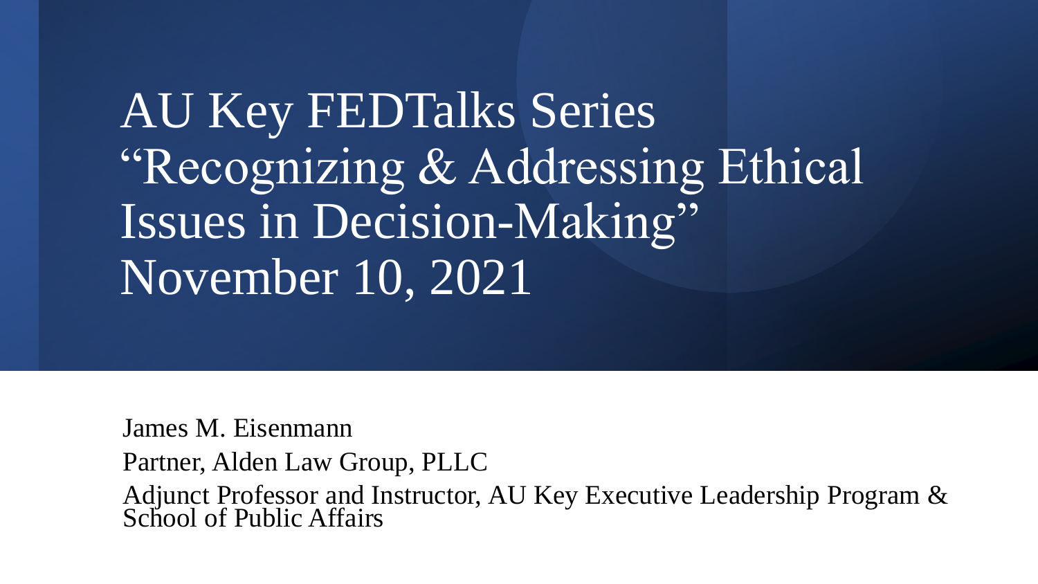# AU Key FEDTalks Series “Recognizing & Addressing Ethical Issues in Decision-Making” November 10, 2021

James M. Eisenmann

Partner, Alden Law Group, PLLC

Adjunct Professor and Instructor, AU Key Executive Leadership Program & School of Public Affairs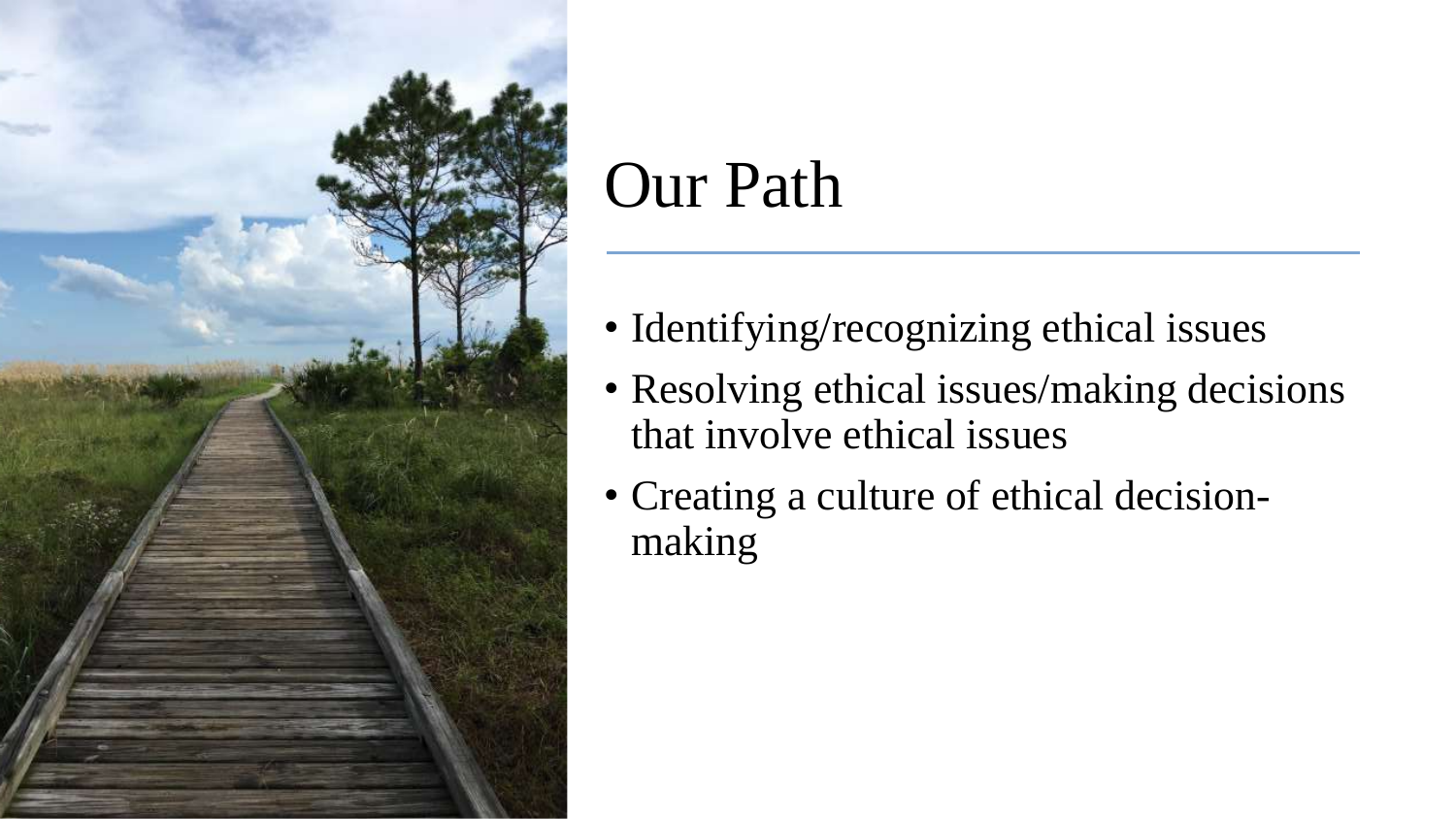# Our Path

- Identifying/recognizing ethical issues
- Resolving ethical issues/making decisions that involve ethical issues
- Creating a culture of ethical decision-making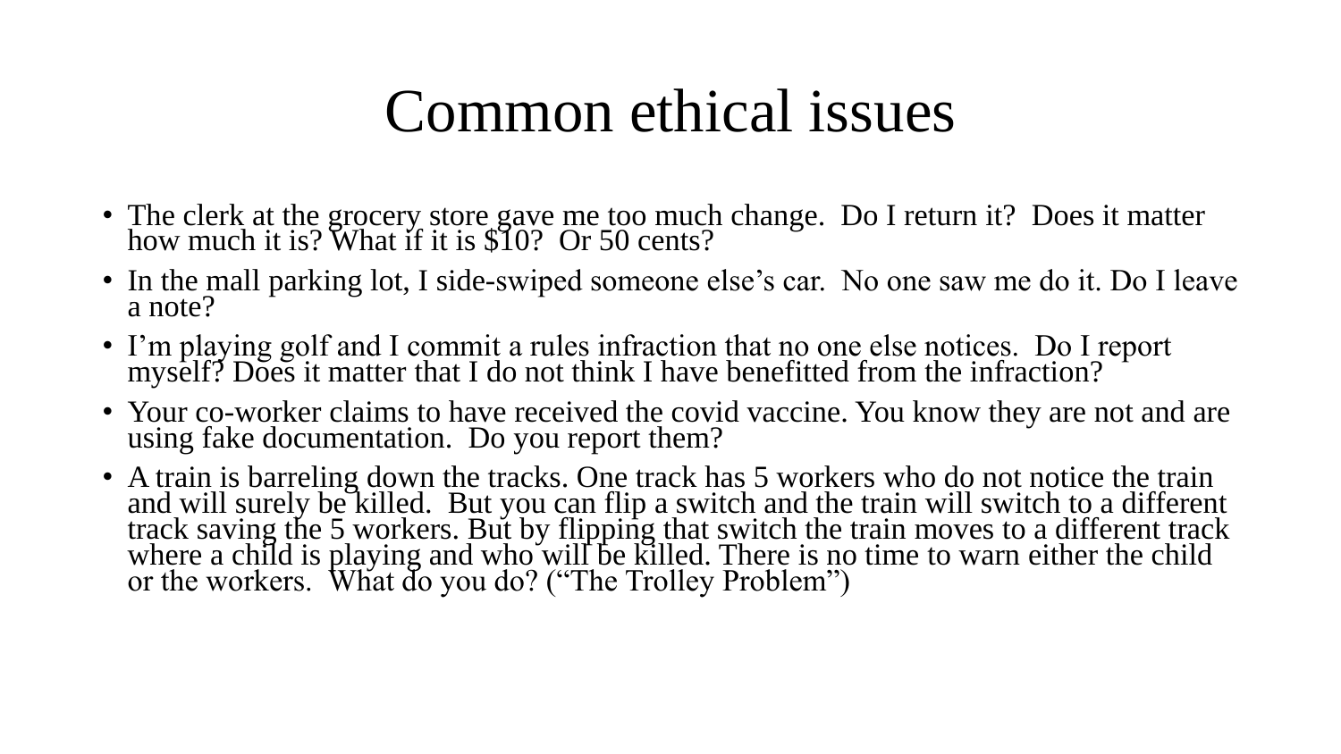# Common ethical issues

- The clerk at the grocery store gave me too much change. Do I return it? Does it matter how much it is? What if it is $10? Or 50 cents?
- In the mall parking lot, I side-swiped someone else's car. No one saw me do it. Do I leave a note?
- I'm playing golf and I commit a rules infraction that no one else notices. Do I report myself? Does it matter that I do not think I have benefitted from the infraction?
- Your co-worker claims to have received the covid vaccine. You know they are not and are using fake documentation. Do you report them?
- A train is barreling down the tracks. One track has 5 workers who do not notice the train and will surely be killed. But you can flip a switch and the train will switch to a different track saving the 5 workers. But by flipping that switch the train moves to a different track where a child is playing and who will be killed. There is no time to warn either the child or the workers. What do you do? ("The Trolley Problem")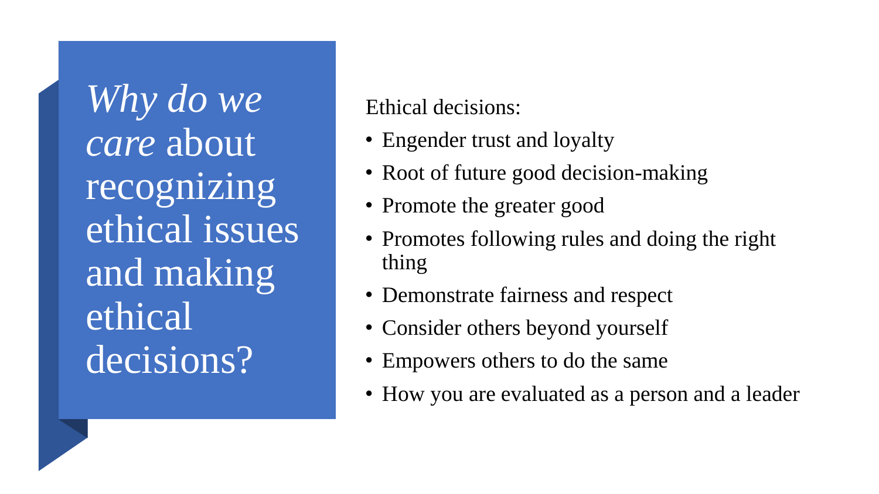# *Why do we care* about recognizing ethical issues and making ethical decisions?

Ethical decisions:

- Engender trust and loyalty
- Root of future good decision-making
- Promote the greater good
- Promotes following rules and doing the right thing
- Demonstrate fairness and respect
- Consider others beyond yourself
- Empowers others to do the same
- How you are evaluated as a person and a leader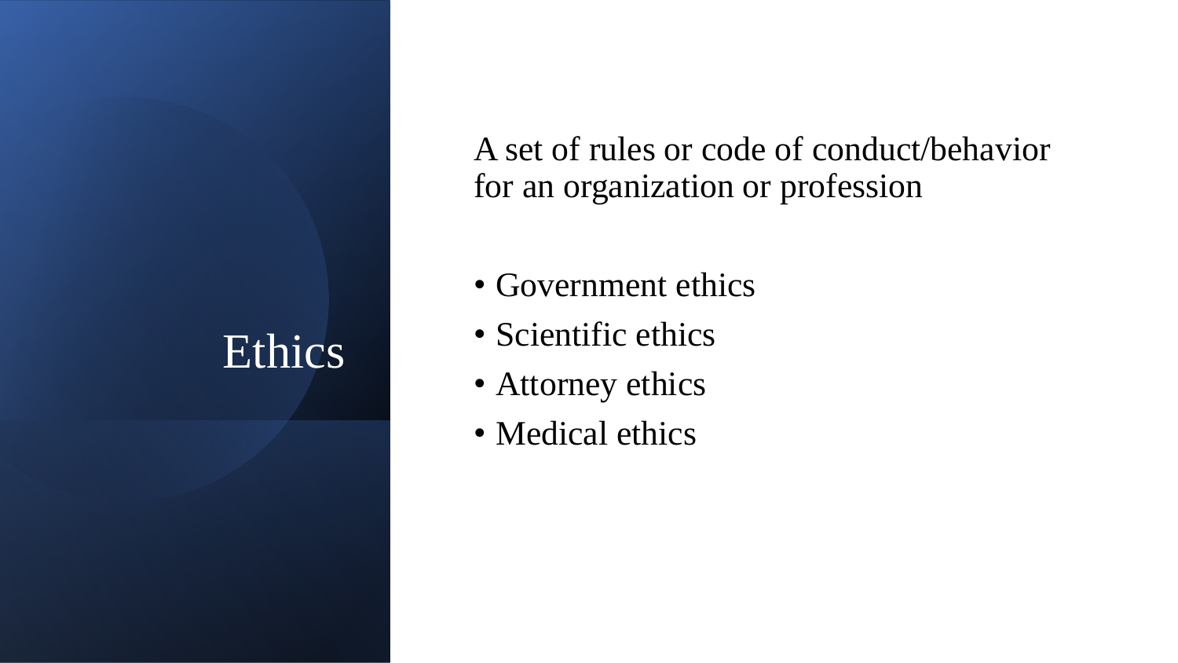# Ethics

A set of rules or code of conduct/behavior for an organization or profession

- Government ethics
- Scientific ethics
- Attorney ethics
- Medical ethics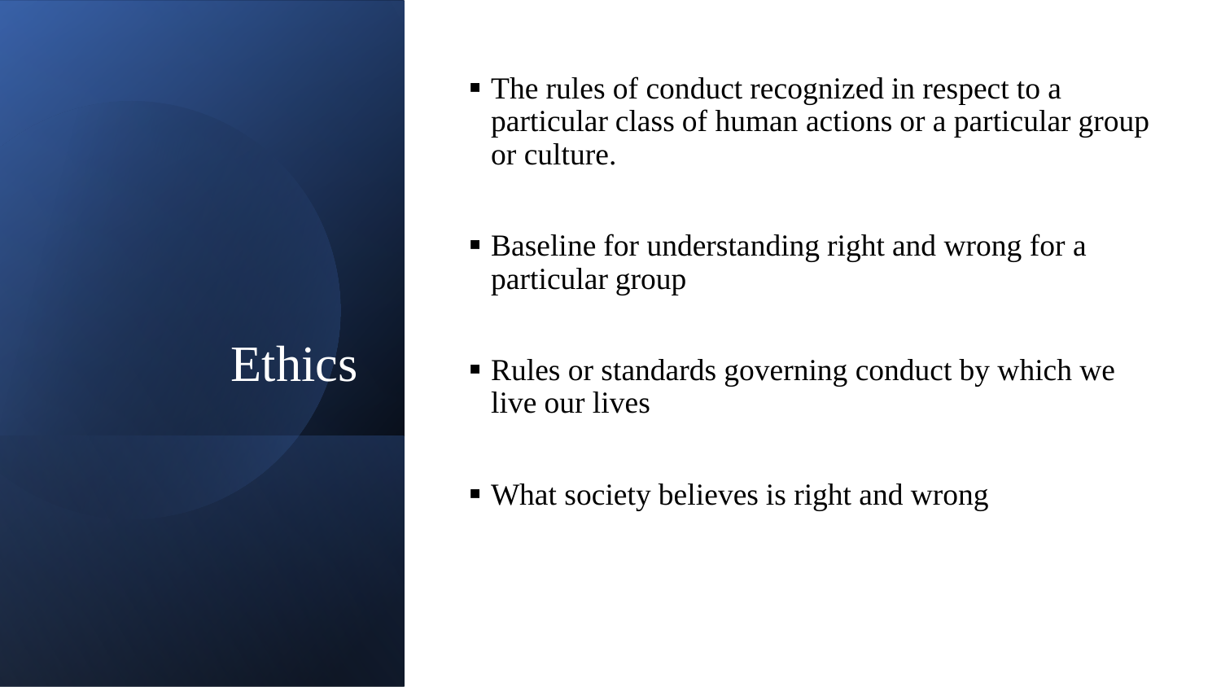# Ethics

- The rules of conduct recognized in respect to a particular class of human actions or a particular group or culture.
- Baseline for understanding right and wrong for a particular group
- Rules or standards governing conduct by which we live our lives
- What society believes is right and wrong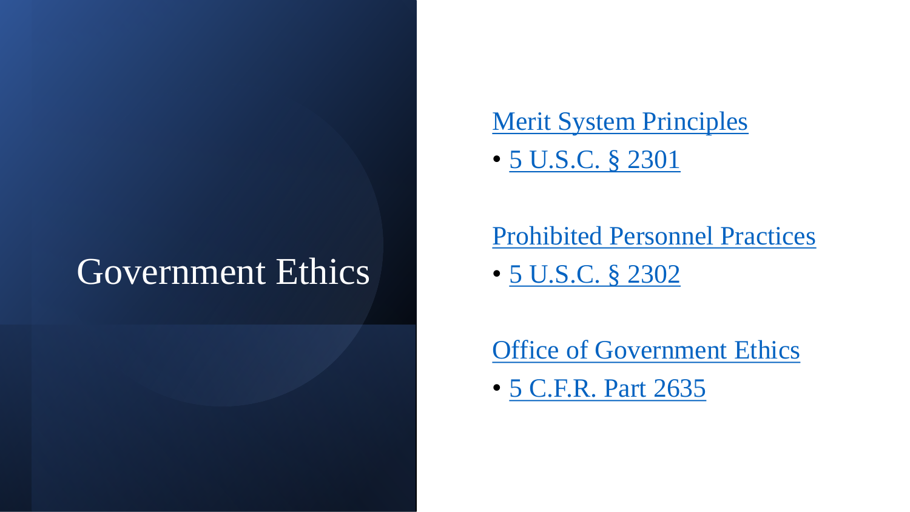# Government Ethics

Merit System Principles

- 5 U.S.C. § 2301

Prohibited Personnel Practices

- 5 U.S.C. § 2302

Office of Government Ethics

- 5 C.F.R. Part 2635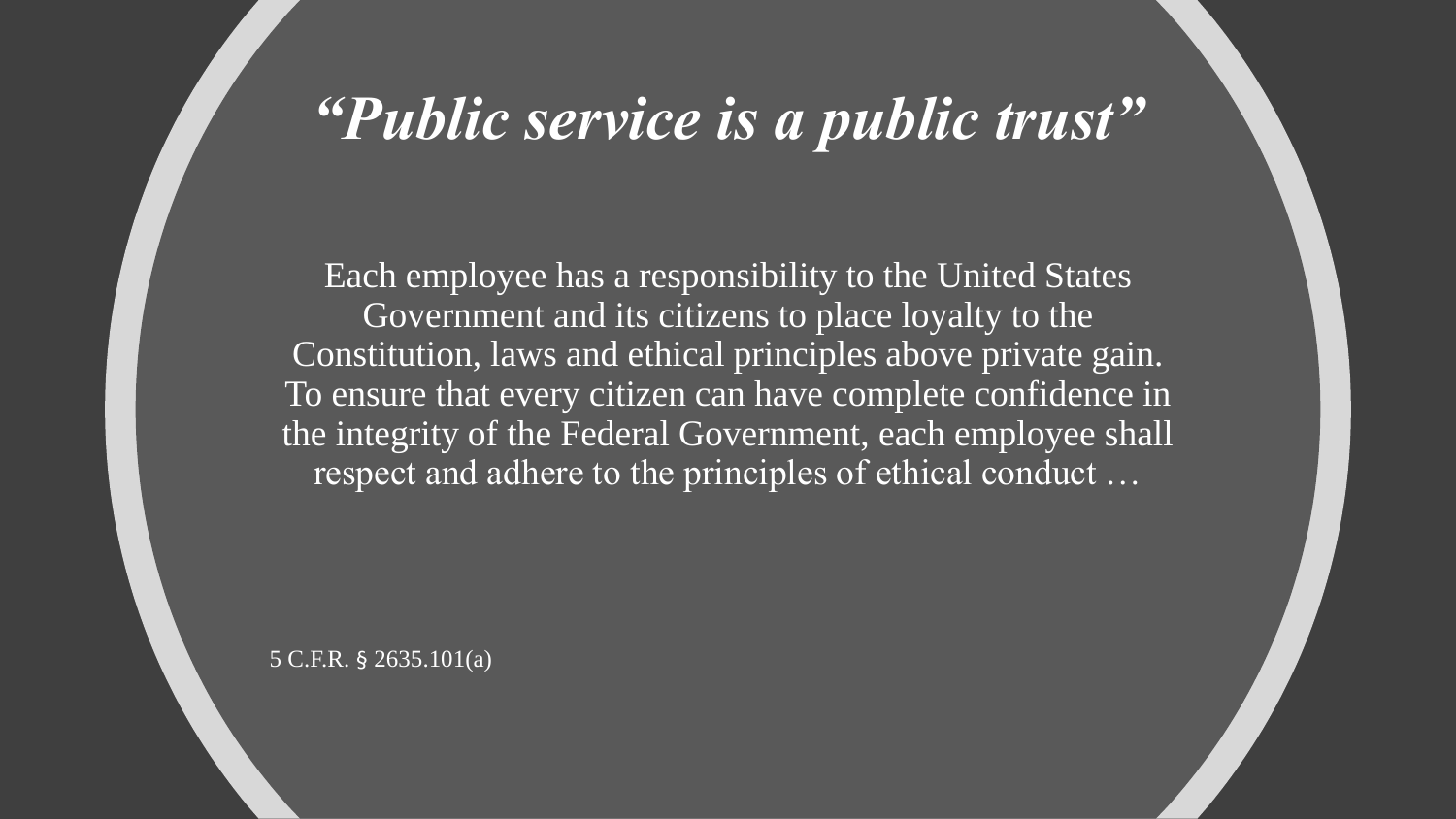# *"Public service is a public trust"*

Each employee has a responsibility to the United States Government and its citizens to place loyalty to the Constitution, laws and ethical principles above private gain. To ensure that every citizen can have complete confidence in the integrity of the Federal Government, each employee shall respect and adhere to the principles of ethical conduct …

5 C.F.R. § 2635.101(a)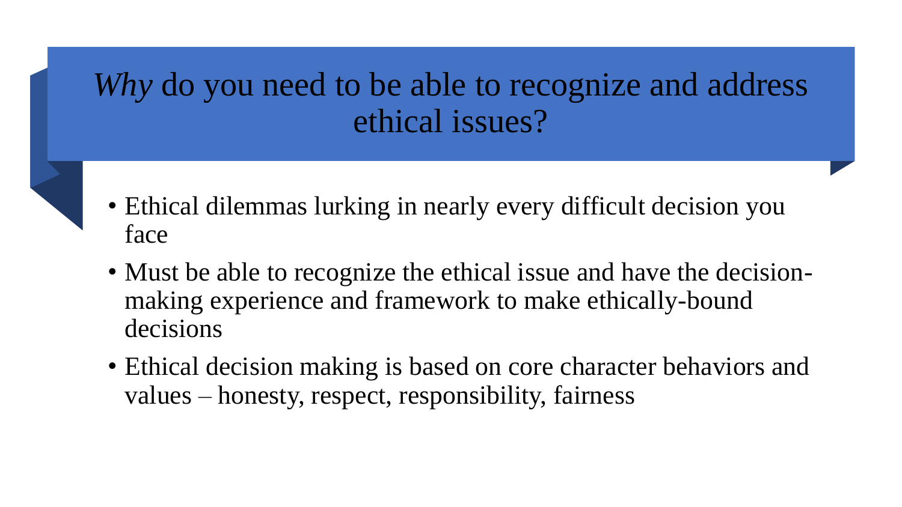# *Why* do you need to be able to recognize and address ethical issues?

- Ethical dilemmas lurking in nearly every difficult decision you face
- Must be able to recognize the ethical issue and have the decision-making experience and framework to make ethically-bound decisions
- Ethical decision making is based on core character behaviors and values – honesty, respect, responsibility, fairness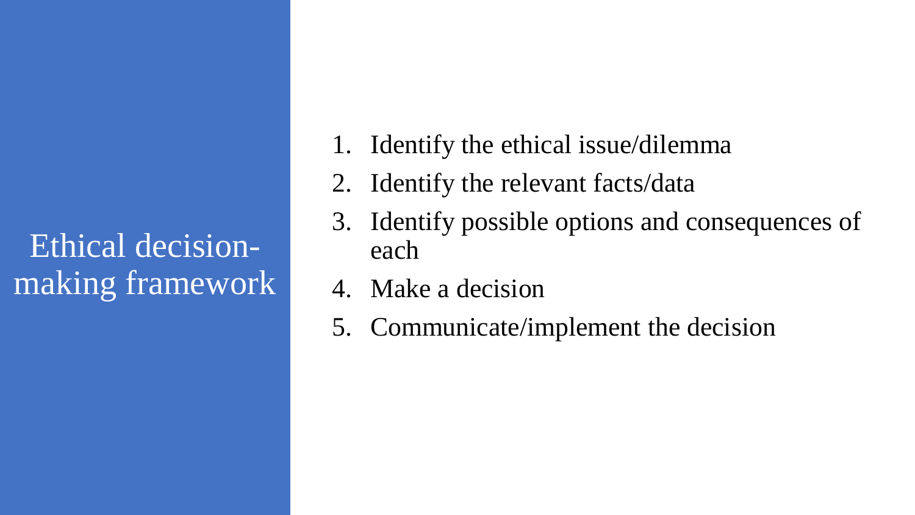# Ethical decision-making framework

1. Identify the ethical issue/dilemma
2. Identify the relevant facts/data
3. Identify possible options and consequences of each
4. Make a decision
5. Communicate/implement the decision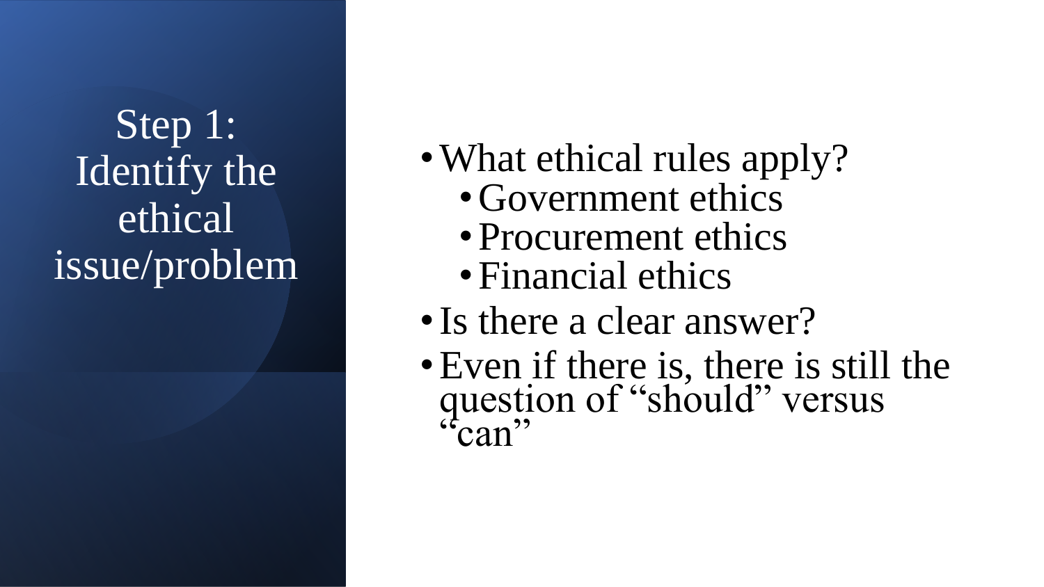# Step 1: Identify the ethical issue/problem

- What ethical rules apply?
  - Government ethics
  - Procurement ethics
  - Financial ethics
- Is there a clear answer?
- Even if there is, there is still the question of "should" versus "can"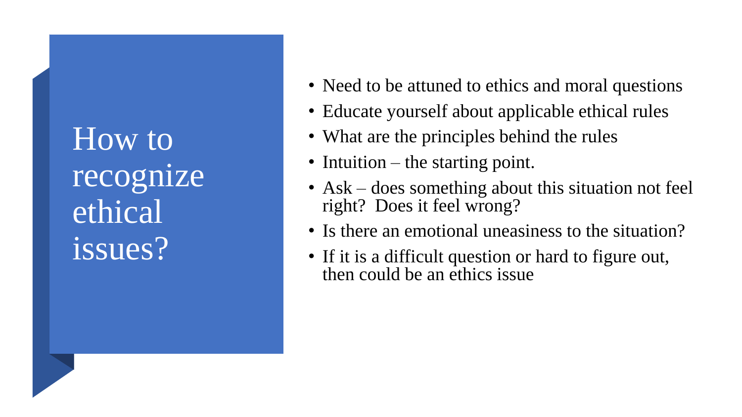# How to recognize ethical issues?

- Need to be attuned to ethics and moral questions
- Educate yourself about applicable ethical rules
- What are the principles behind the rules
- Intuition – the starting point.
- Ask – does something about this situation not feel right? Does it feel wrong?
- Is there an emotional uneasiness to the situation?
- If it is a difficult question or hard to figure out, then could be an ethics issue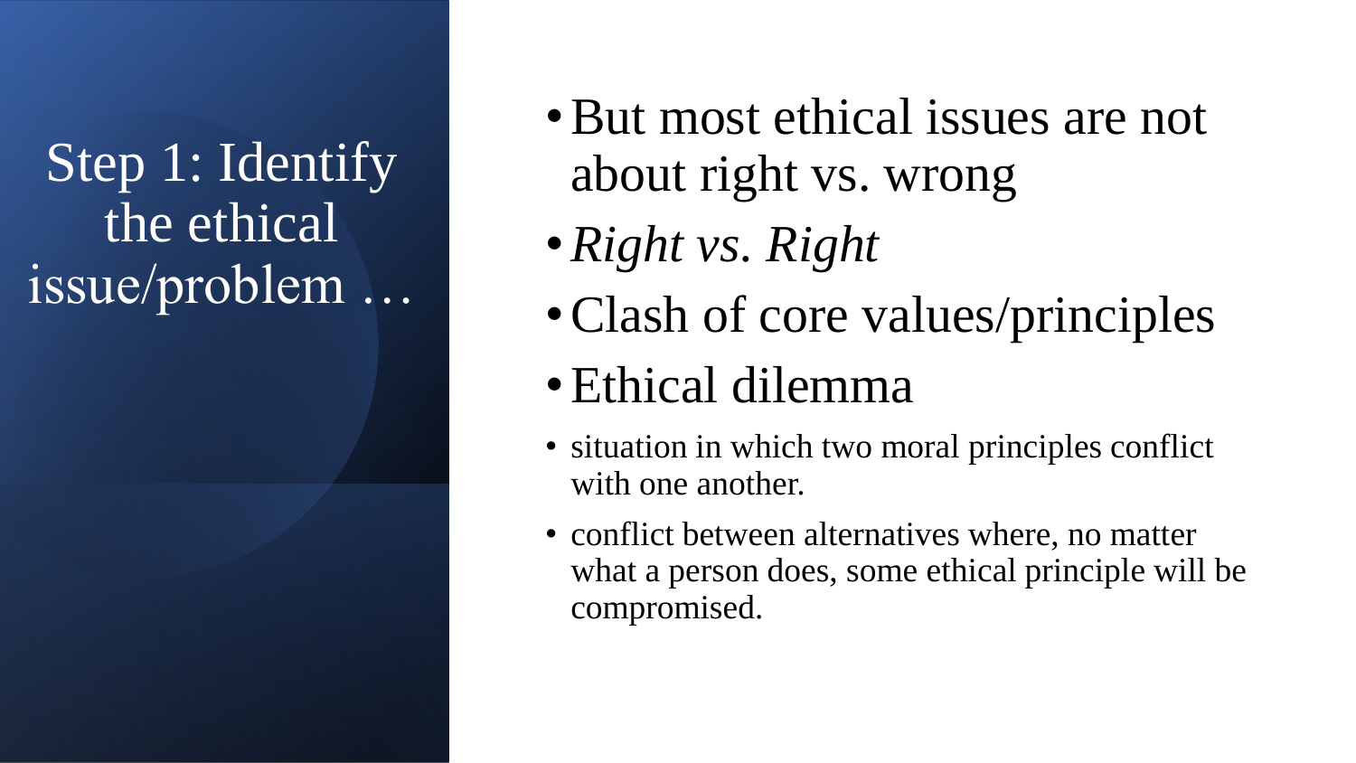# Step 1: Identify the ethical issue/problem …

- But most ethical issues are not about right vs. wrong
- *Right vs. Right*
- Clash of core values/principles
- Ethical dilemma
  - situation in which two moral principles conflict with one another.
  - conflict between alternatives where, no matter what a person does, some ethical principle will be compromised.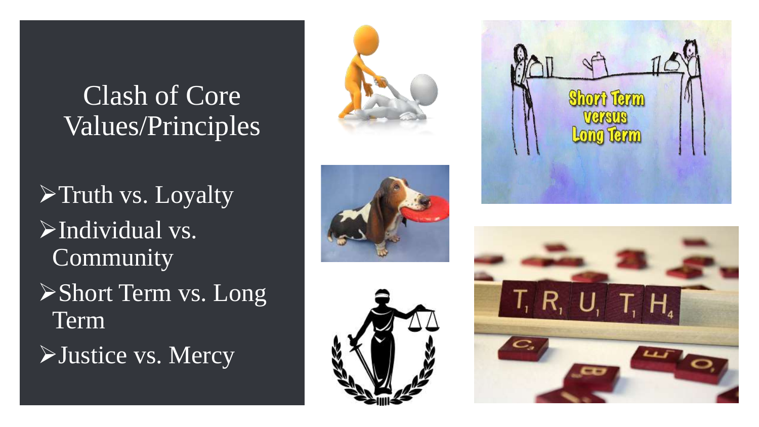# Clash of Core Values/Principles

- Truth vs. Loyalty
- Individual vs. Community
- Short Term vs. Long Term
- Justice vs. Mercy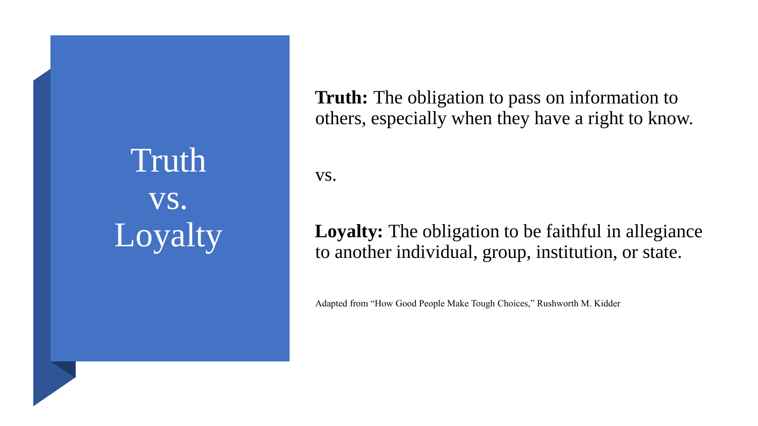# Truth vs. Loyalty

**Truth:** The obligation to pass on information to others, especially when they have a right to know.

vs.

**Loyalty:** The obligation to be faithful in allegiance to another individual, group, institution, or state.

Adapted from "How Good People Make Tough Choices," Rushworth M. Kidder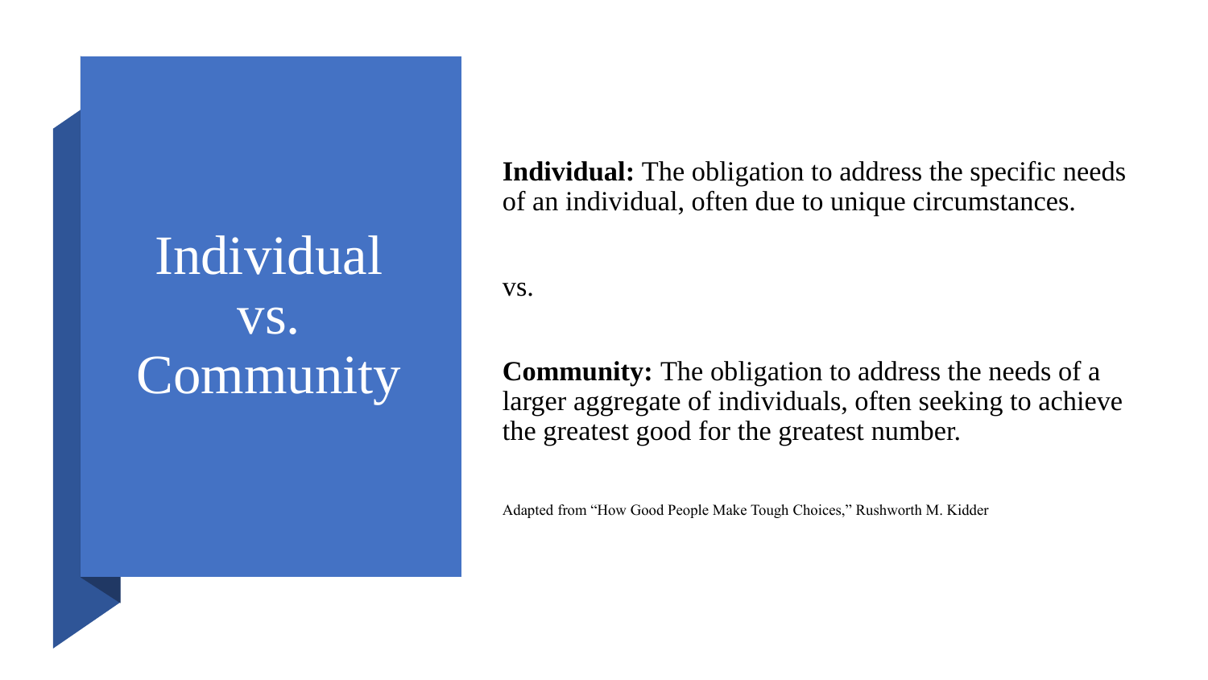# Individual vs. Community

**Individual:** The obligation to address the specific needs of an individual, often due to unique circumstances.

vs.

**Community:** The obligation to address the needs of a larger aggregate of individuals, often seeking to achieve the greatest good for the greatest number.

Adapted from "How Good People Make Tough Choices," Rushworth M. Kidder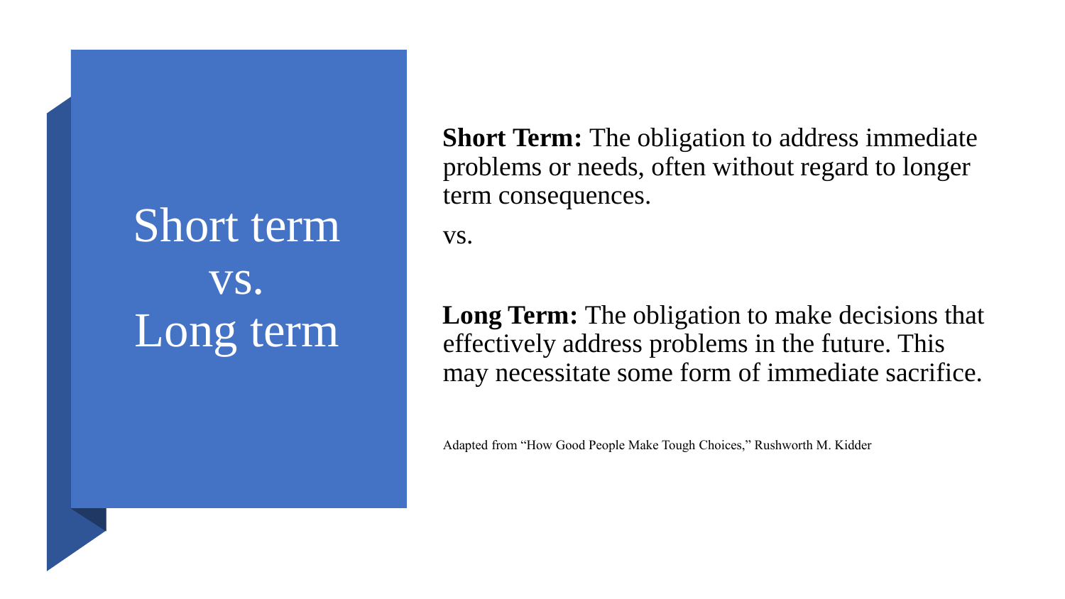# Short term vs. Long term

**Short Term:** The obligation to address immediate problems or needs, often without regard to longer term consequences.

vs.

**Long Term:** The obligation to make decisions that effectively address problems in the future. This may necessitate some form of immediate sacrifice.

Adapted from “How Good People Make Tough Choices,” Rushworth M. Kidder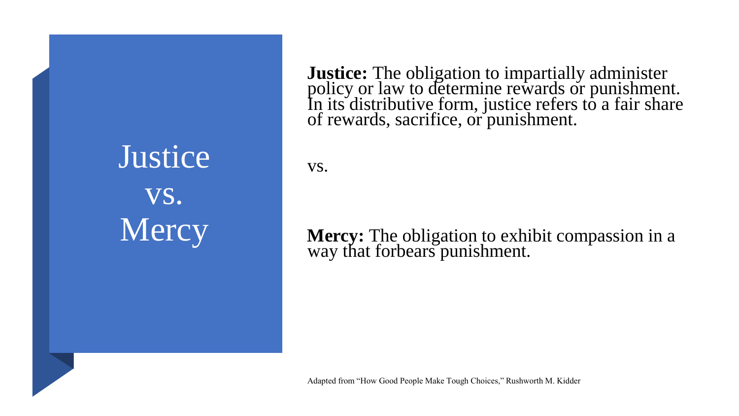# Justice vs. Mercy

**Justice:** The obligation to impartially administer policy or law to determine rewards or punishment. In its distributive form, justice refers to a fair share of rewards, sacrifice, or punishment.

vs.

**Mercy:** The obligation to exhibit compassion in a way that forbears punishment.

Adapted from "How Good People Make Tough Choices," Rushworth M. Kidder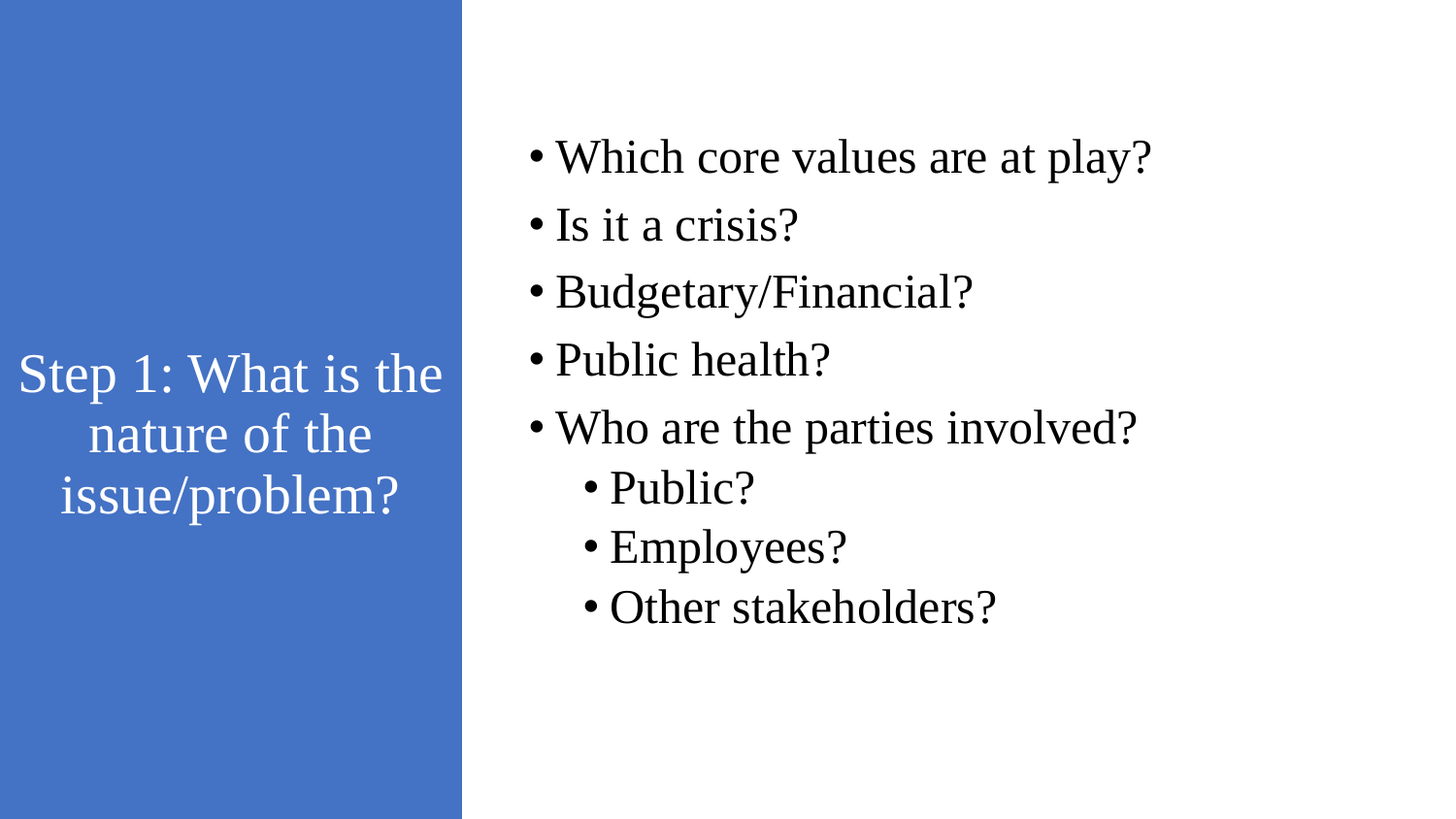# Step 1: What is the nature of the issue/problem?

- Which core values are at play?
- Is it a crisis?
- Budgetary/Financial?
- Public health?
- Who are the parties involved?
  - Public?
  - Employees?
  - Other stakeholders?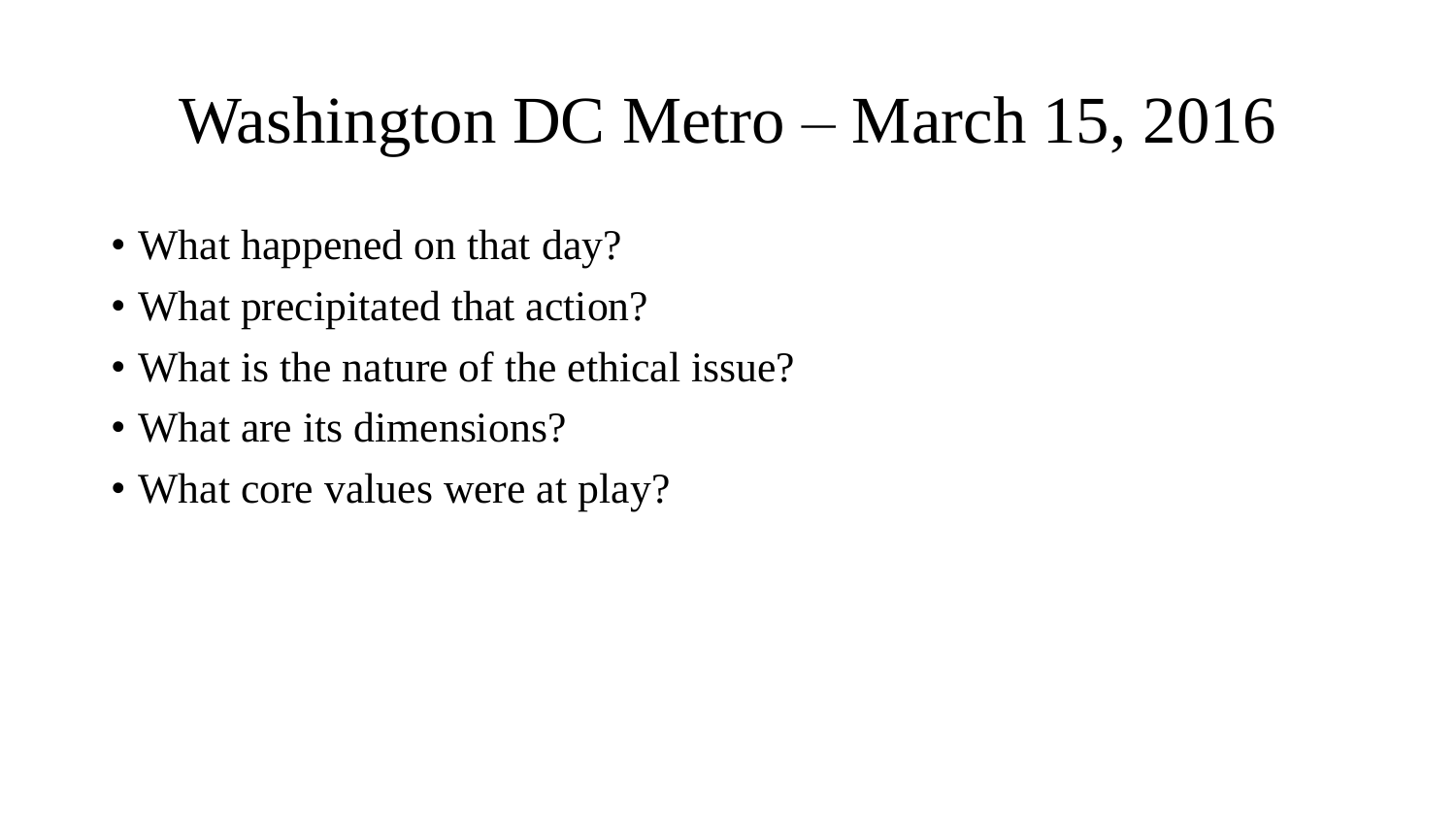# Washington DC Metro – March 15, 2016

- What happened on that day?
- What precipitated that action?
- What is the nature of the ethical issue?
- What are its dimensions?
- What core values were at play?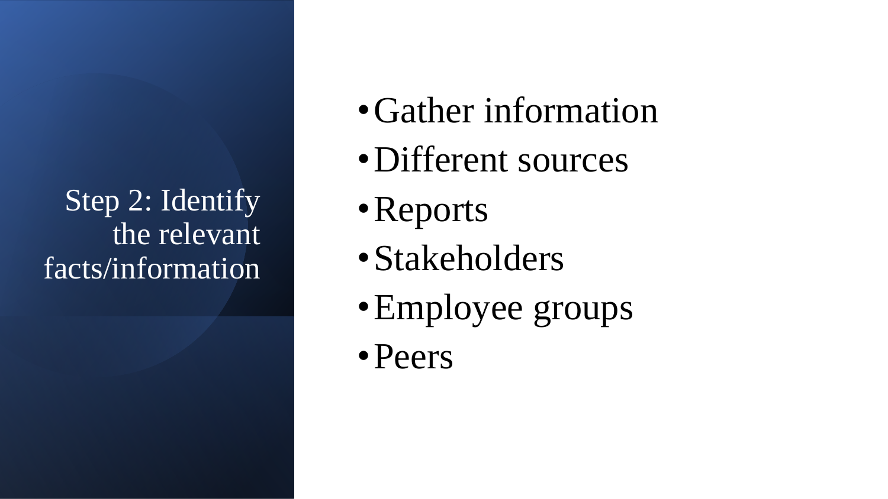# Step 2: Identify the relevant facts/information

- Gather information
- Different sources
- Reports
- Stakeholders
- Employee groups
- Peers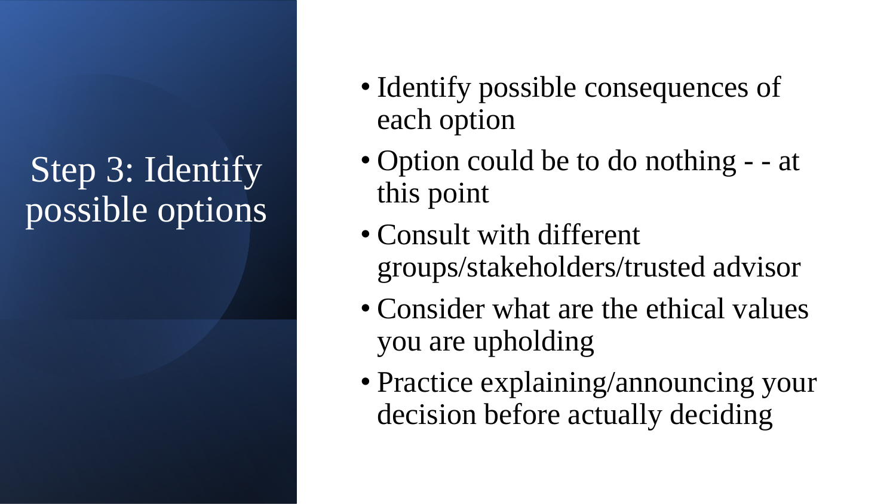# Step 3: Identify possible options

- Identify possible consequences of each option
- Option could be to do nothing - - at this point
- Consult with different groups/stakeholders/trusted advisor
- Consider what are the ethical values you are upholding
- Practice explaining/announcing your decision before actually deciding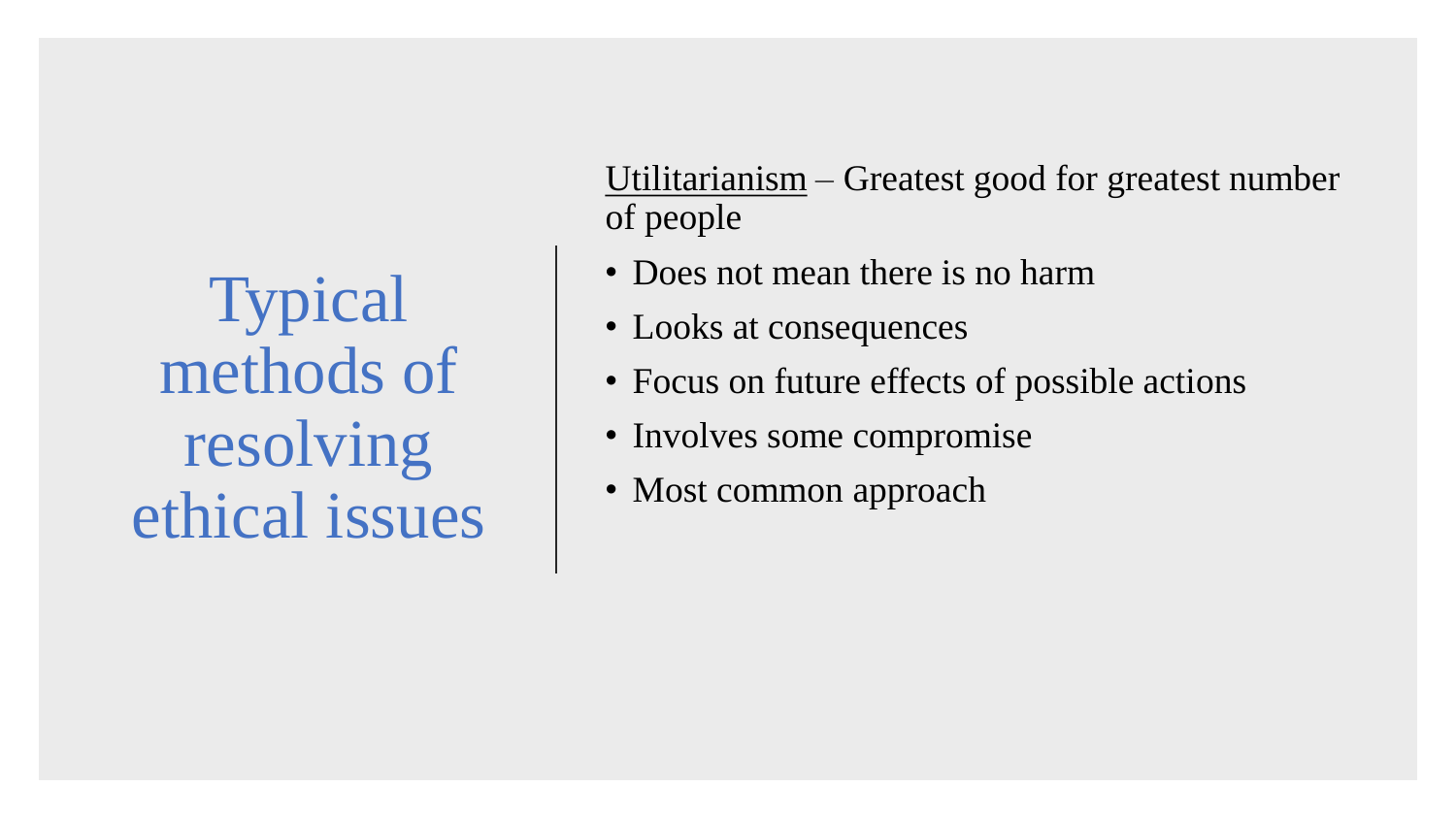# Typical methods of resolving ethical issues

Utilitarianism – Greatest good for greatest number of people

- Does not mean there is no harm
- Looks at consequences
- Focus on future effects of possible actions
- Involves some compromise
- Most common approach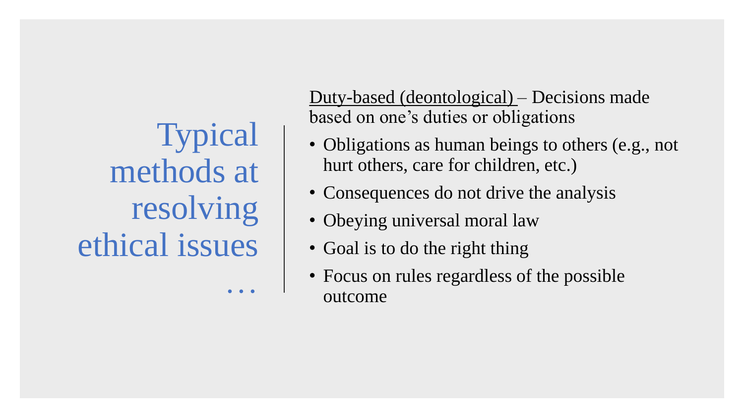# Typical methods at resolving ethical issues …

<u>Duty-based (deontological)</u> – Decisions made based on one's duties or obligations

- Obligations as human beings to others (e.g., not hurt others, care for children, etc.)
- Consequences do not drive the analysis
- Obeying universal moral law
- Goal is to do the right thing
- Focus on rules regardless of the possible outcome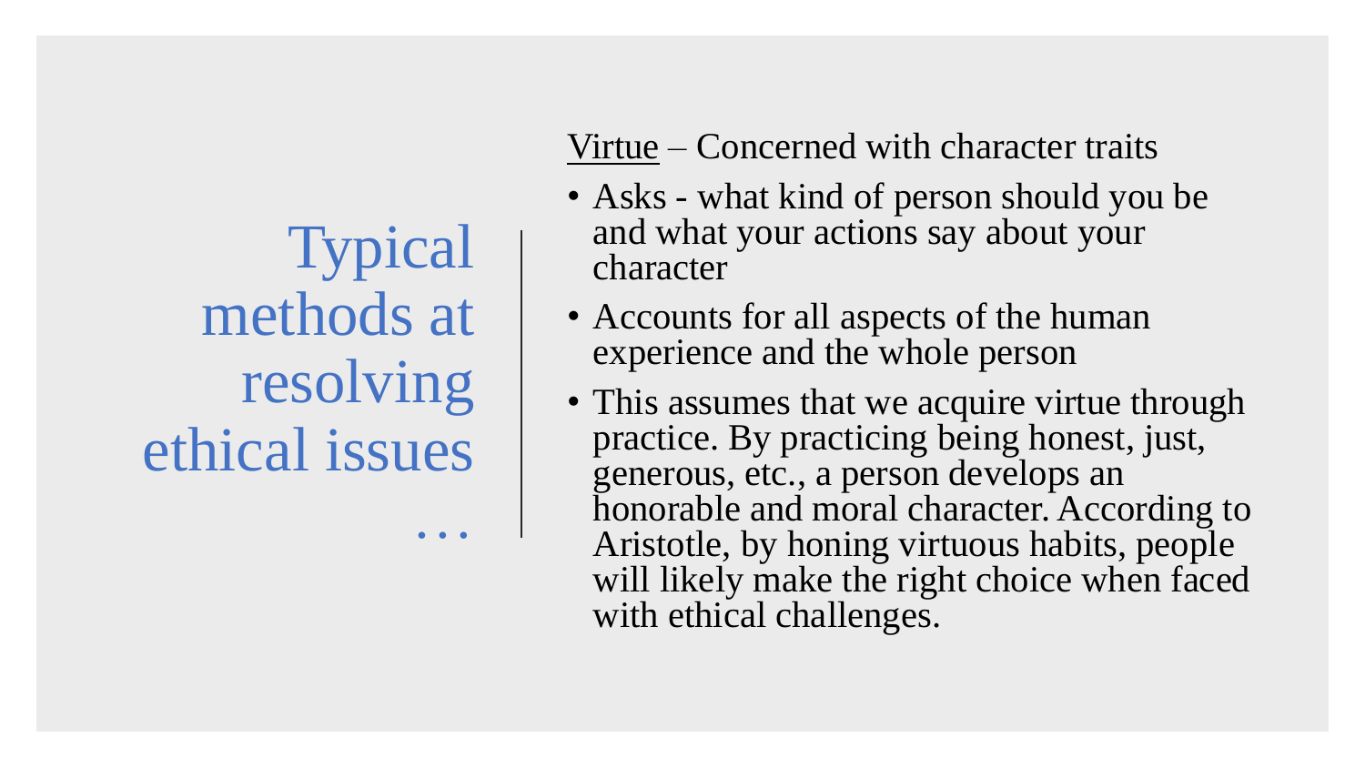# Typical methods at resolving ethical issues …

Virtue – Concerned with character traits

- Asks - what kind of person should you be and what your actions say about your character
- Accounts for all aspects of the human experience and the whole person
- This assumes that we acquire virtue through practice. By practicing being honest, just, generous, etc., a person develops an honorable and moral character. According to Aristotle, by honing virtuous habits, people will likely make the right choice when faced with ethical challenges.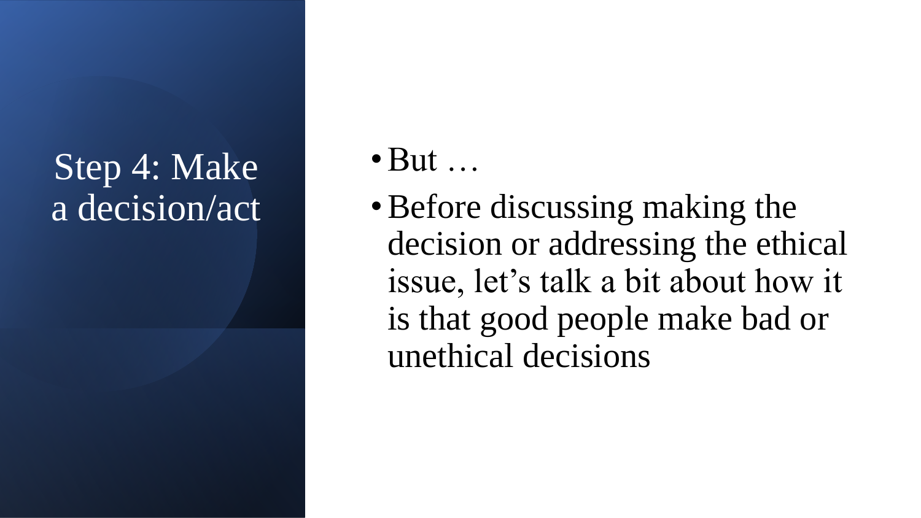# Step 4: Make a decision/act

- But …
- Before discussing making the decision or addressing the ethical issue, let’s talk a bit about how it is that good people make bad or unethical decisions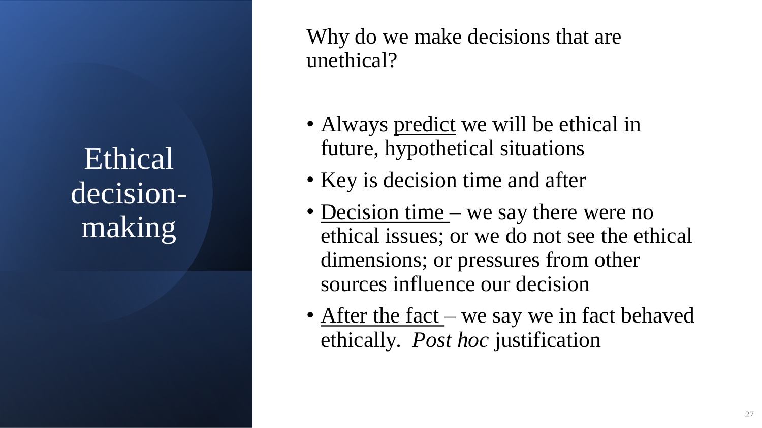# Ethical decision-making

## Why do we make decisions that are unethical?

- Always <u>predict</u> we will be ethical in future, hypothetical situations
- Key is decision time and after
- <u>Decision time</u> – we say there were no ethical issues; or we do not see the ethical dimensions; or pressures from other sources influence our decision
- <u>After the fact</u> – we say we in fact behaved ethically. *Post hoc* justification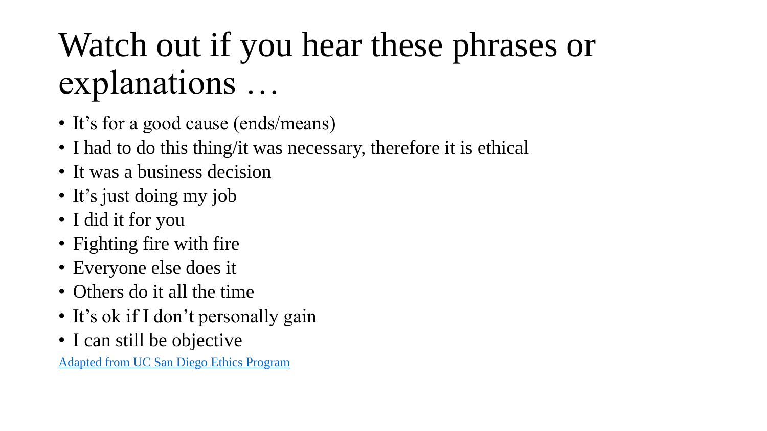# Watch out if you hear these phrases or explanations …

- It’s for a good cause (ends/means)
- I had to do this thing/it was necessary, therefore it is ethical
- It was a business decision
- It’s just doing my job
- I did it for you
- Fighting fire with fire
- Everyone else does it
- Others do it all the time
- It’s ok if I don’t personally gain
- I can still be objective

Adapted from UC San Diego Ethics Program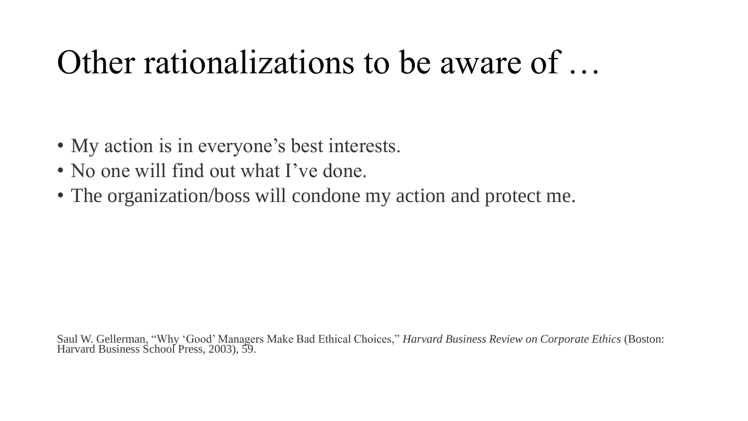# Other rationalizations to be aware of …

- My action is in everyone's best interests.
- No one will find out what I've done.
- The organization/boss will condone my action and protect me.

Saul W. Gellerman, "Why 'Good' Managers Make Bad Ethical Choices," *Harvard Business Review on Corporate Ethics* (Boston: Harvard Business School Press, 2003), 59.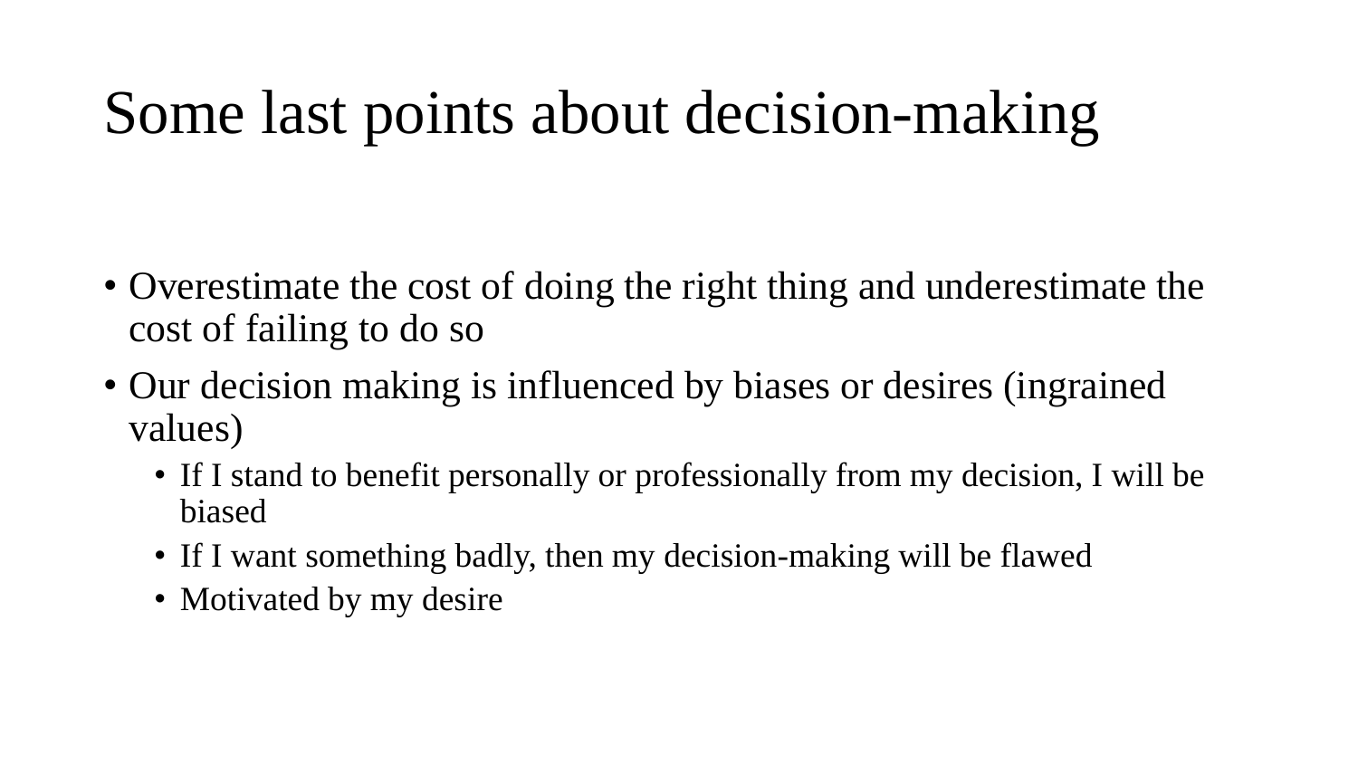# Some last points about decision-making

- Overestimate the cost of doing the right thing and underestimate the cost of failing to do so
- Our decision making is influenced by biases or desires (ingrained values)
  - If I stand to benefit personally or professionally from my decision, I will be biased
  - If I want something badly, then my decision-making will be flawed
  - Motivated by my desire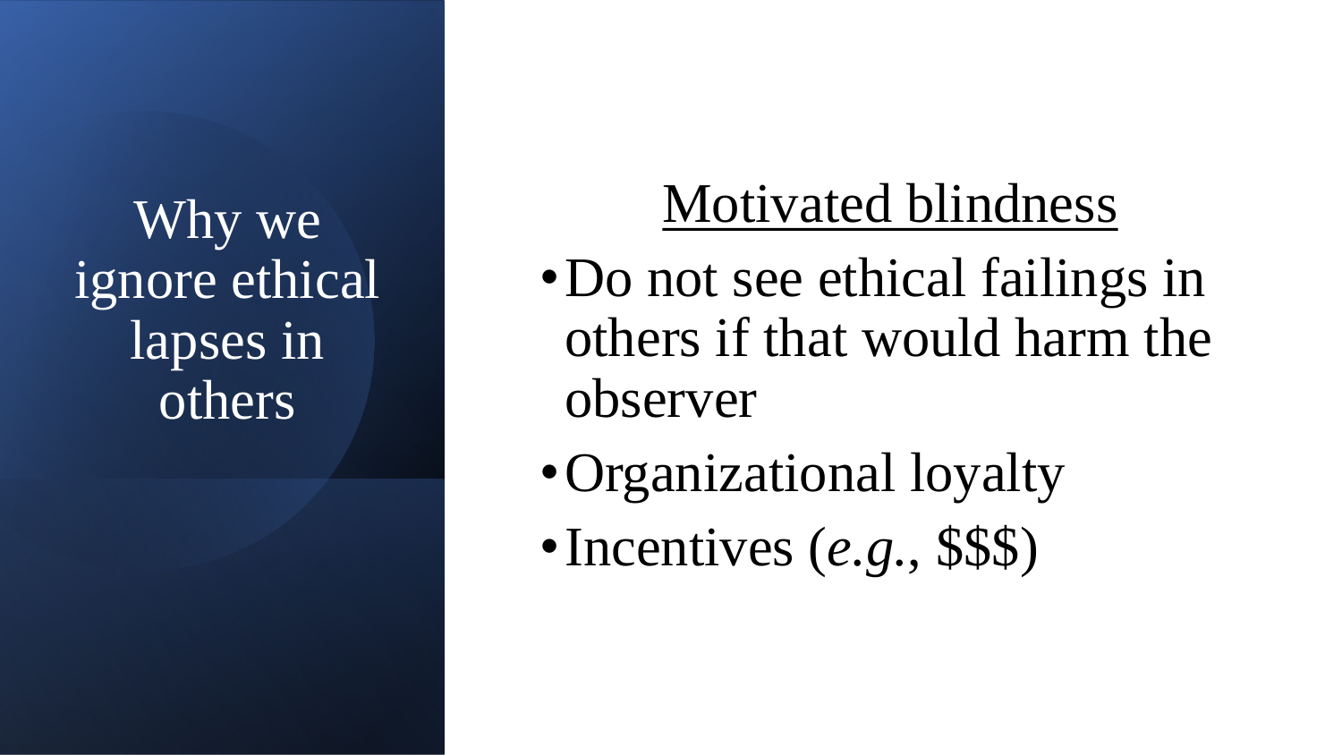# Why we ignore ethical lapses in others

## Motivated blindness

- Do not see ethical failings in others if that would harm the observer
- Organizational loyalty
- Incentives (*e.g.*, $$$)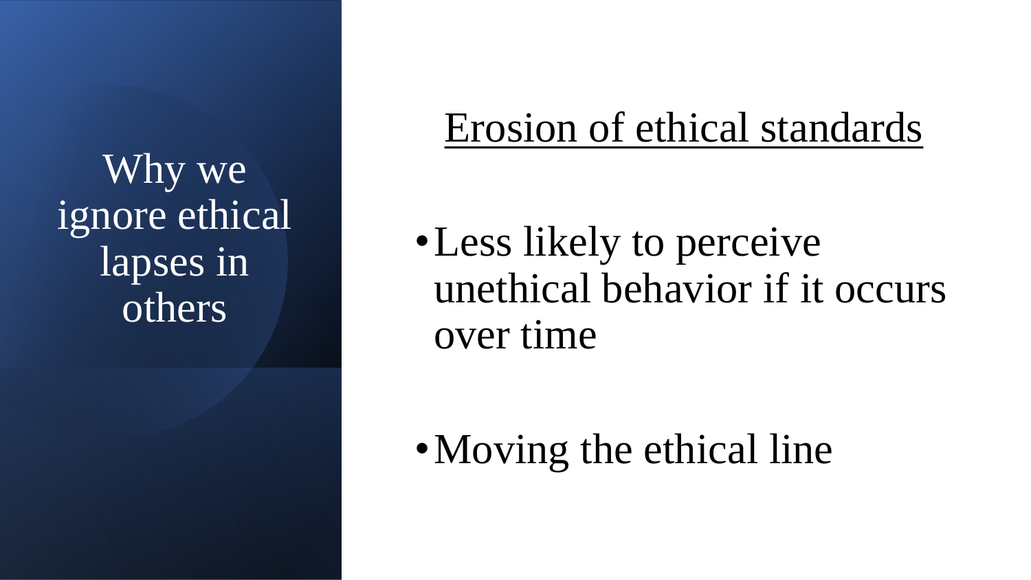# Why we ignore ethical lapses in others

## Erosion of ethical standards

- Less likely to perceive unethical behavior if it occurs over time
- Moving the ethical line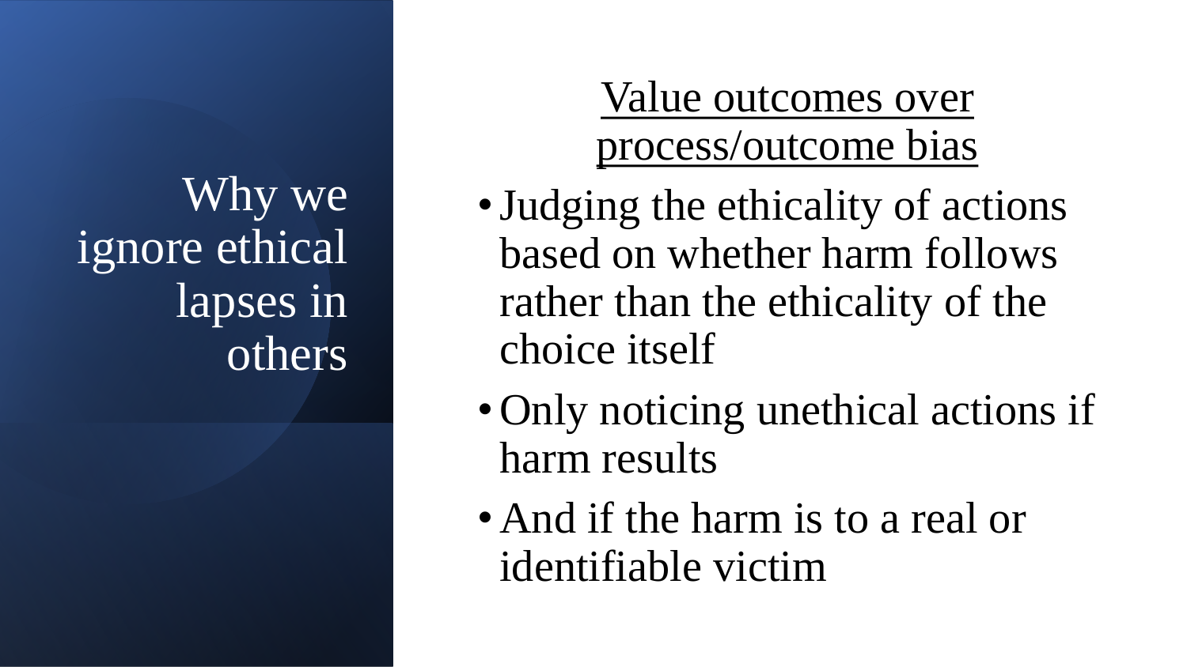# Why we ignore ethical lapses in others

## Value outcomes over process/outcome bias

- Judging the ethicality of actions based on whether harm follows rather than the ethicality of the choice itself
- Only noticing unethical actions if harm results
- And if the harm is to a real or identifiable victim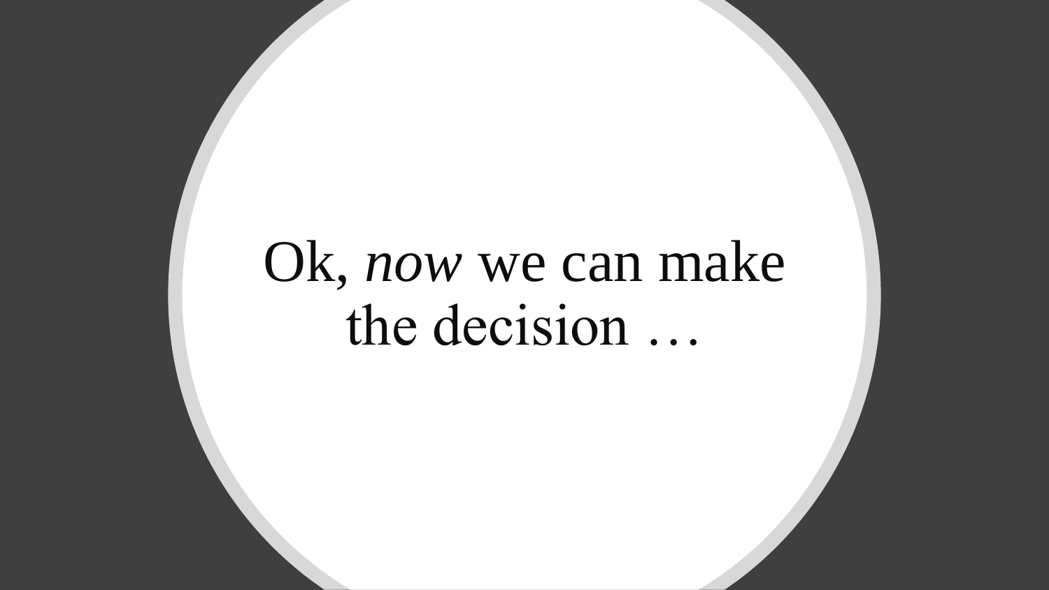Ok, *now* we can make the decision …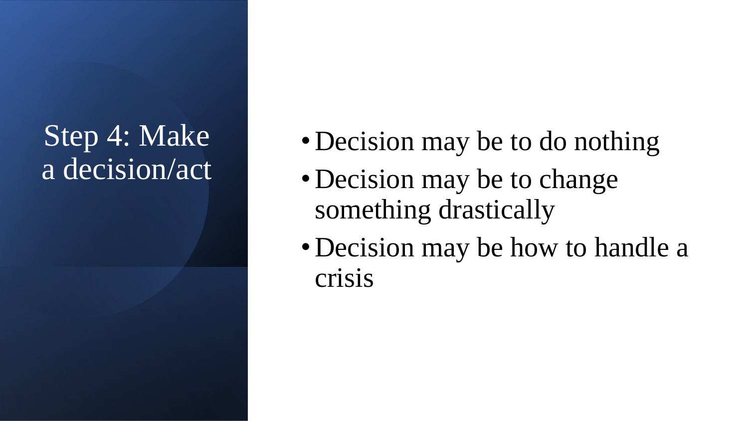# Step 4: Make a decision/act

- Decision may be to do nothing
- Decision may be to change something drastically
- Decision may be how to handle a crisis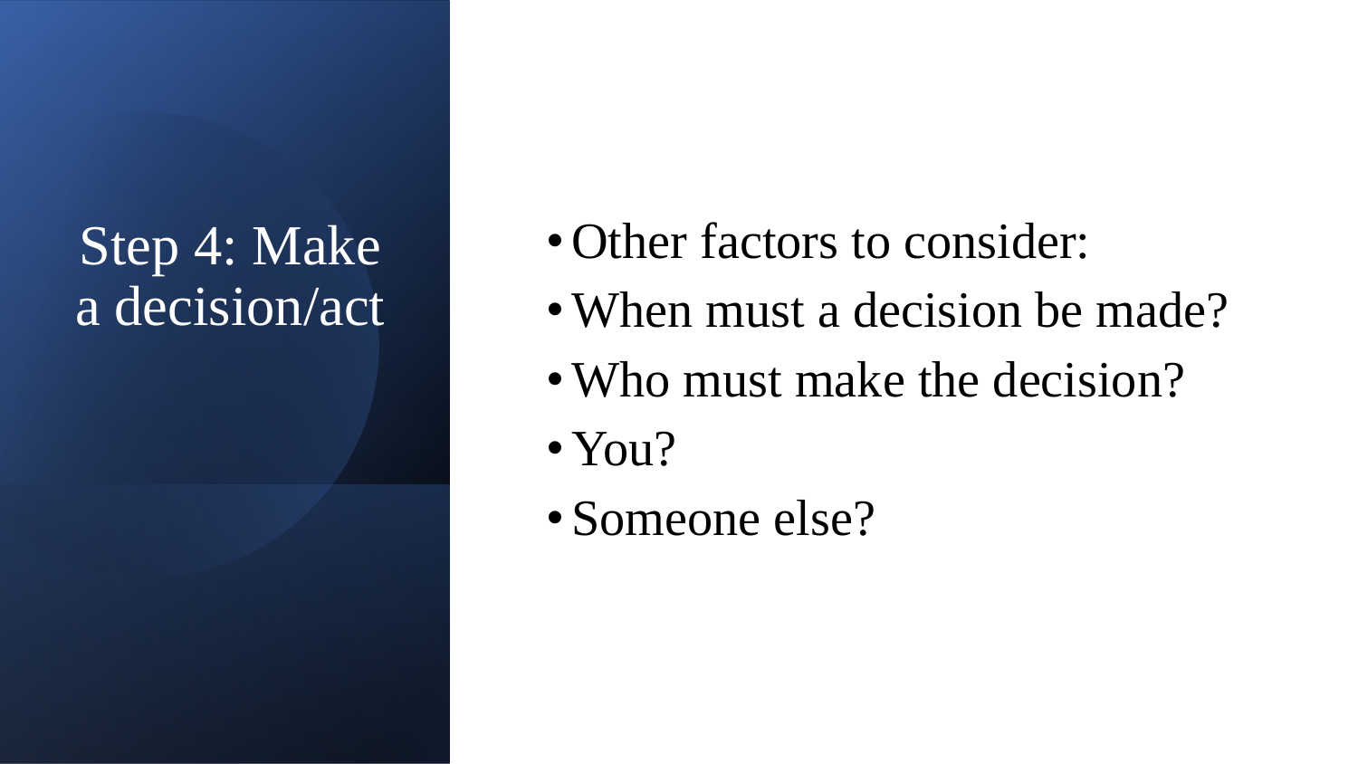# Step 4: Make a decision/act

- Other factors to consider:
- When must a decision be made?
- Who must make the decision?
- You?
- Someone else?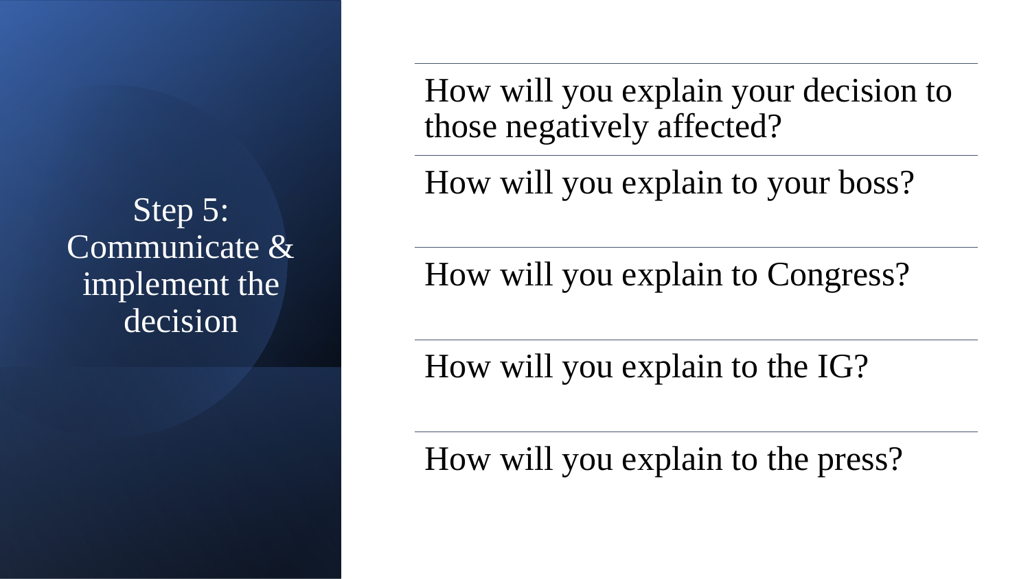# Step 5: Communicate & implement the decision

- How will you explain your decision to those negatively affected?
- How will you explain to your boss?
- How will you explain to Congress?
- How will you explain to the IG?
- How will you explain to the press?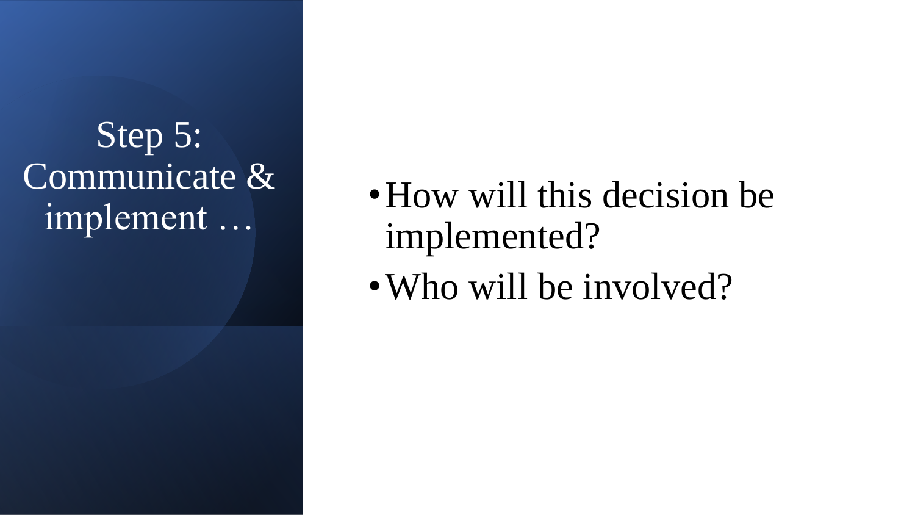# Step 5: Communicate & implement …

- How will this decision be implemented?
- Who will be involved?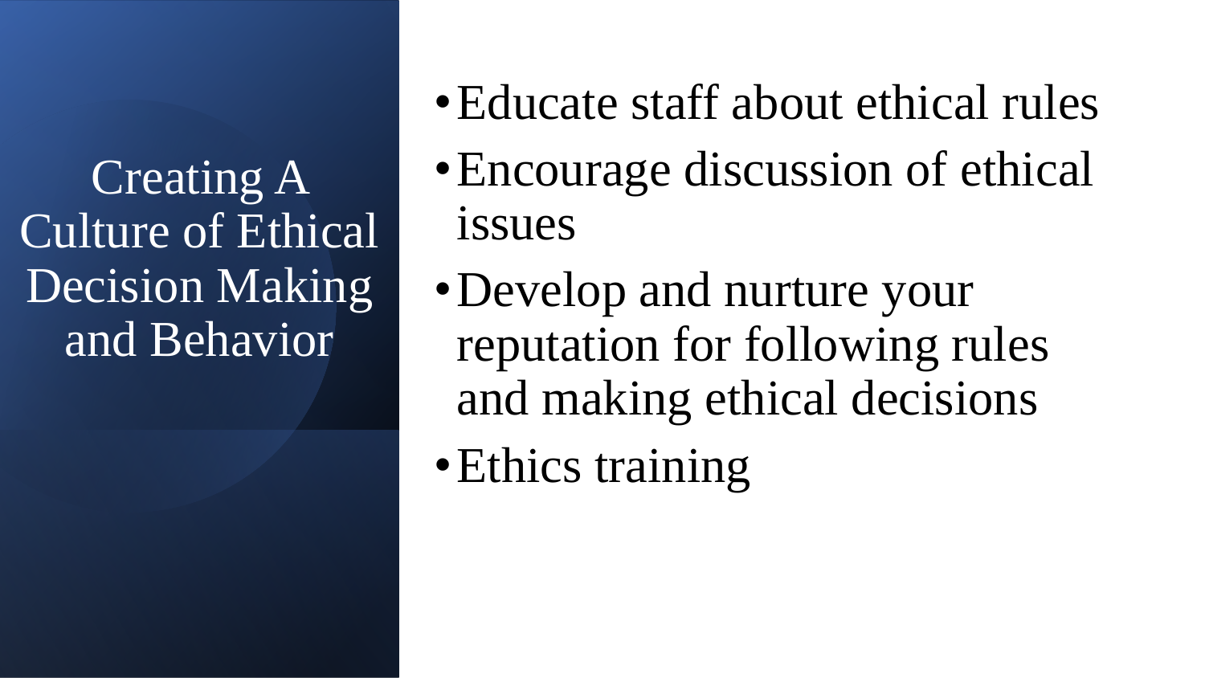# Creating A Culture of Ethical Decision Making and Behavior

- Educate staff about ethical rules
- Encourage discussion of ethical issues
- Develop and nurture your reputation for following rules and making ethical decisions
- Ethics training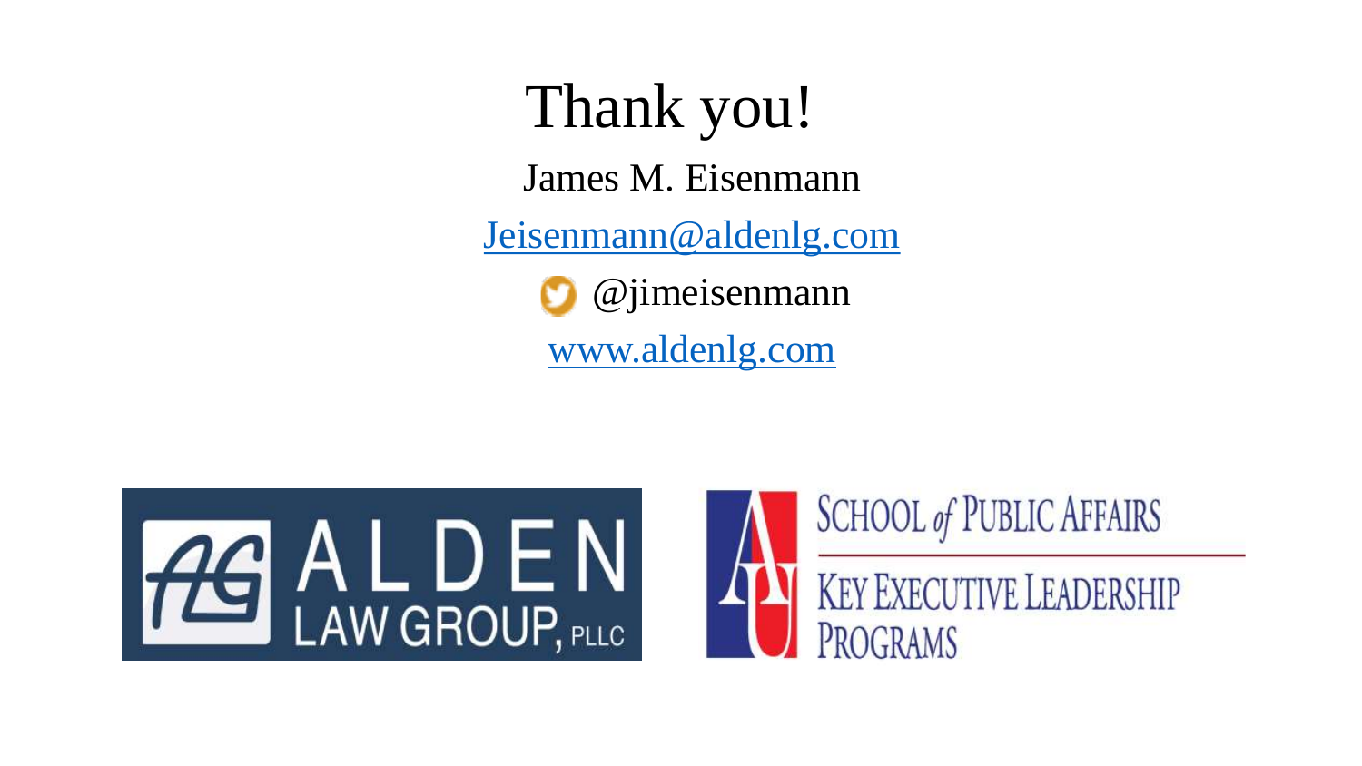# Thank you!

James M. Eisenmann

Jeisenmann@aldenlg.com

@jimeisenmann

www.aldenlg.com

ALDEN LAW GROUP, PLLC

SCHOOL of PUBLIC AFFAIRS

KEY EXECUTIVE LEADERSHIP PROGRAMS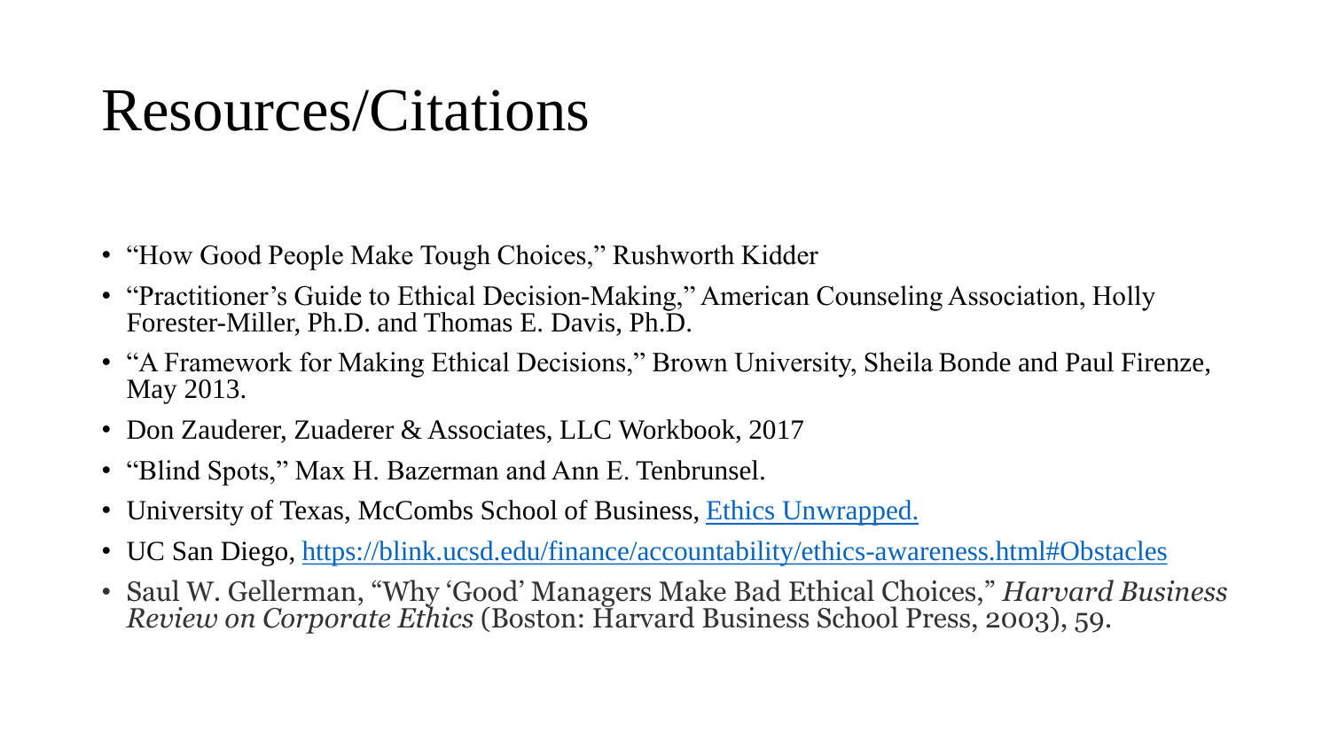# Resources/Citations

- "How Good People Make Tough Choices," Rushworth Kidder
- "Practitioner's Guide to Ethical Decision-Making," American Counseling Association, Holly Forester-Miller, Ph.D. and Thomas E. Davis, Ph.D.
- "A Framework for Making Ethical Decisions," Brown University, Sheila Bonde and Paul Firenze, May 2013.
- Don Zauderer, Zuaderer & Associates, LLC Workbook, 2017
- "Blind Spots," Max H. Bazerman and Ann E. Tenbrunsel.
- University of Texas, McCombs School of Business, [Ethics Unwrapped.]()
- UC San Diego, [https://blink.ucsd.edu/finance/accountability/ethics-awareness.html#Obstacles](https://blink.ucsd.edu/finance/accountability/ethics-awareness.html#Obstacles)
- Saul W. Gellerman, "Why 'Good' Managers Make Bad Ethical Choices," *Harvard Business Review on Corporate Ethics* (Boston: Harvard Business School Press, 2003), 59.